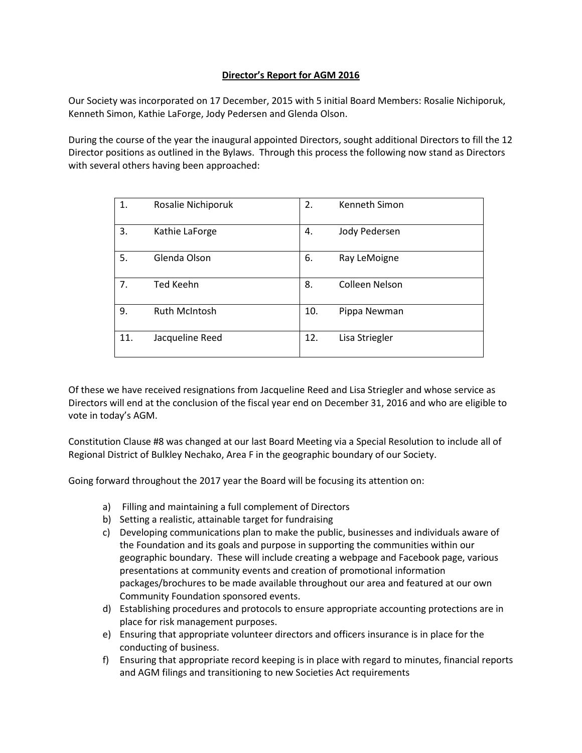# Director's Report for AGM 2016

Our Society was incorporated on 17 December, 2015 with 5 initial Board Members: Rosalie Nichiporuk, Kenneth Simon, Kathie LaForge, Jody Pedersen and Glenda Olson.

During the course of the year the inaugural appointed Directors, sought additional Directors to fill the 12 Director positions as outlined in the Bylaws. Through this process the following now stand as Directors with several others having been approached:

| | | | |
|---|---|---|---|
| 1. | Rosalie Nichiporuk | 2. | Kenneth Simon |
| 3. | Kathie LaForge | 4. | Jody Pedersen |
| 5. | Glenda Olson | 6. | Ray LeMoigne |
| 7. | Ted Keehn | 8. | Colleen Nelson |
| 9. | Ruth McIntosh | 10. | Pippa Newman |
| 11. | Jacqueline Reed | 12. | Lisa Striegler |

Of these we have received resignations from Jacqueline Reed and Lisa Striegler and whose service as Directors will end at the conclusion of the fiscal year end on December 31, 2016 and who are eligible to vote in today's AGM.

Constitution Clause #8 was changed at our last Board Meeting via a Special Resolution to include all of Regional District of Bulkley Nechako, Area F in the geographic boundary of our Society.

Going forward throughout the 2017 year the Board will be focusing its attention on:

a) Filling and maintaining a full complement of Directors
b) Setting a realistic, attainable target for fundraising
c) Developing communications plan to make the public, businesses and individuals aware of the Foundation and its goals and purpose in supporting the communities within our geographic boundary. These will include creating a webpage and Facebook page, various presentations at community events and creation of promotional information packages/brochures to be made available throughout our area and featured at our own Community Foundation sponsored events.
d) Establishing procedures and protocols to ensure appropriate accounting protections are in place for risk management purposes.
e) Ensuring that appropriate volunteer directors and officers insurance is in place for the conducting of business.
f) Ensuring that appropriate record keeping is in place with regard to minutes, financial reports and AGM filings and transitioning to new Societies Act requirements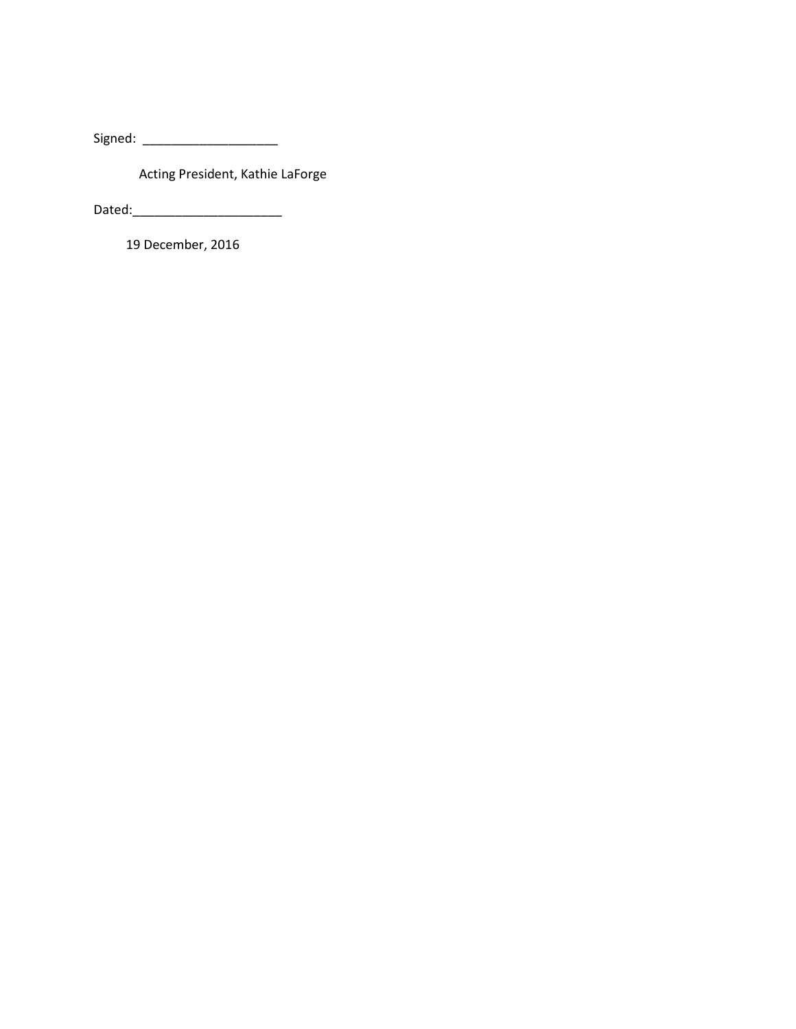Signed: ___________________

Acting President, Kathie LaForge

Dated:_____________________

19 December, 2016